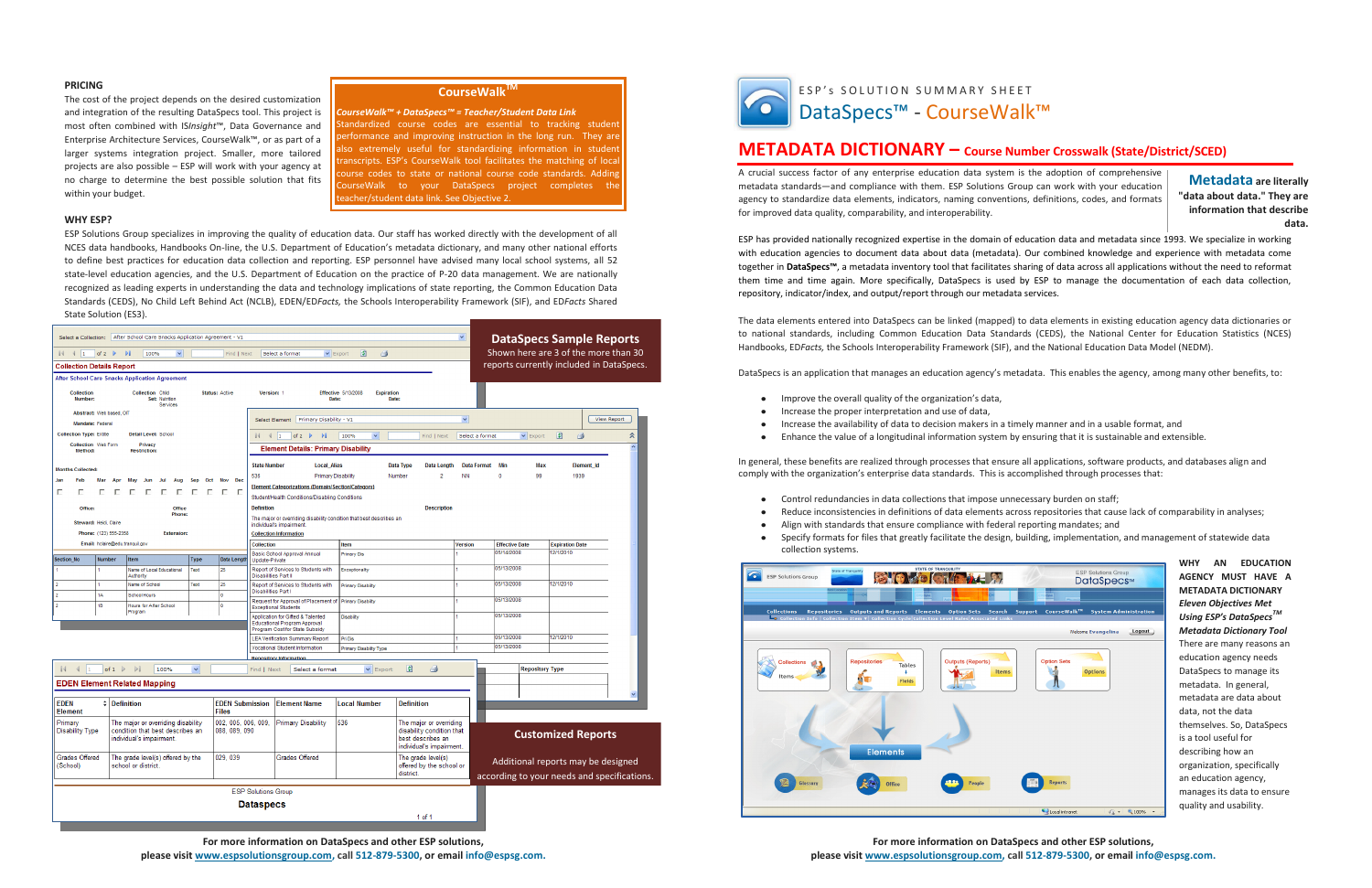## PRICING

The cost of the project depends on the desired customization and integration of the resulting DataSpecs tool. This project is most often combined with IS*Insight*™, Data Governance and Enterprise Architecture Services, CourseWalk™, or as part of a larger systems integration project. Smaller, more tailored projects are also possible – ESP will work with your agency at no charge to determine the best possible solution that fits within your budget.

### CourseWalk™

***CourseWalk™ + DataSpecs™ = Teacher/Student Data Link***

Standardized course codes are essential to tracking student performance and improving instruction in the long run. They are also extremely useful for standardizing information in student transcripts. ESP's CourseWalk tool facilitates the matching of local course codes to state or national course code standards. Adding CourseWalk to your DataSpecs project completes the teacher/student data link. See Objective 2.

## WHY ESP?

ESP Solutions Group specializes in improving the quality of education data. Our staff has worked directly with the development of all NCES data handbooks, Handbooks On-line, the U.S. Department of Education's metadata dictionary, and many other national efforts to define best practices for education data collection and reporting. ESP personnel have worked closely with many local school systems, all 52 state-level education agencies, and the U.S. Department of Education on the practice of P-20 data management. We are nationally recognized as leading experts in understanding the data and technology implications of state reporting, the Common Education Data Standards (CEDS), No Child Left Behind Act (NCLB), EDEN/ED*Facts,* the Schools Interoperability Framework (SIF), and ED*Facts* Shared State Solution (ES3).

### DataSpecs Sample Reports

Shown here are 3 of the more than 30 reports currently included in DataSpecs.

### Customized Reports

Additional reports may be designed according to your needs and specifications.

For more information on DataSpecs and other ESP solutions, please visit www.espsolutionsgroup.com, call 512-879-5300, or email info@espsg.com.

ESP's SOLUTION SUMMARY SHEET

# DataSpecs™ - CourseWalk™

## METADATA DICTIONARY – Course Number Crosswalk (State/District/SCED)

A crucial success factor of any enterprise education data system is the adoption of comprehensive metadata standards—and compliance with them. ESP Solutions Group can work with your education agency to standardize data elements, indicators, naming conventions, definitions, codes, and formats for improved data quality, comparability, and interoperability.

**Metadata are literally "data about data." They are information that describe data.**

ESP has provided nationally recognized expertise in the domain of education data and metadata since 1993. We specialize in working with education agencies to document data about data (metadata). Our combined knowledge and experience with metadata come together in **DataSpecs™**, a metadata inventory tool that facilitates sharing of data across all applications without the need to reformat them time and time again. More specifically, DataSpecs is used by ESP to manage the documentation of each data collection, repository, indicator/index, and output/report through our metadata services.

The data elements entered into DataSpecs can be linked (mapped) to data elements in existing education agency data dictionaries or to national standards, including Common Education Data Standards (CEDS), the National Center for Education Statistics (NCES) Handbooks, ED*Facts,* the Schools Interoperability Framework (SIF), and the National Education Data Model (NEDM).

DataSpecs is an application that manages an education agency's metadata. This enables the agency, among many other benefits, to:

- Improve the overall quality of the organization's data,
- Increase the proper interpretation and use of data,
- Increase the availability of data to decision makers in a timely manner and in a usable format, and
- Enhance the value of a longitudinal information system by ensuring that it is sustainable and extensible.

In general, these benefits are realized through processes that ensure all applications, software products, and databases align and comply with the organization's enterprise data standards. This is accomplished through processes that:

- Control redundancies in data collections that impose unnecessary burden on staff;
- Reduce inconsistencies in definitions of data elements across repositories that cause lack of comparability in analyses;
- Align with standards that ensure compliance with federal reporting mandates; and
- Specify formats for files that greatly facilitate the design, building, implementation, and management of statewide data collection systems.

**WHY AN EDUCATION AGENCY MUST HAVE A METADATA DICTIONARY**

***Eleven Objectives Met Using ESP's DataSpecs™ Metadata Dictionary Tool***

There are many reasons why education agency needs DataSpecs to manage its metadata. In general, metadata are data about data, not the data themselves. So, DataSpecs is a tool useful for describing how an organization, specifically an education agency, manages its data to ensure quality and usability.

For more information on DataSpecs and other ESP solutions, please visit www.espsolutionsgroup.com, call 512-879-5300, or email info@espsg.com.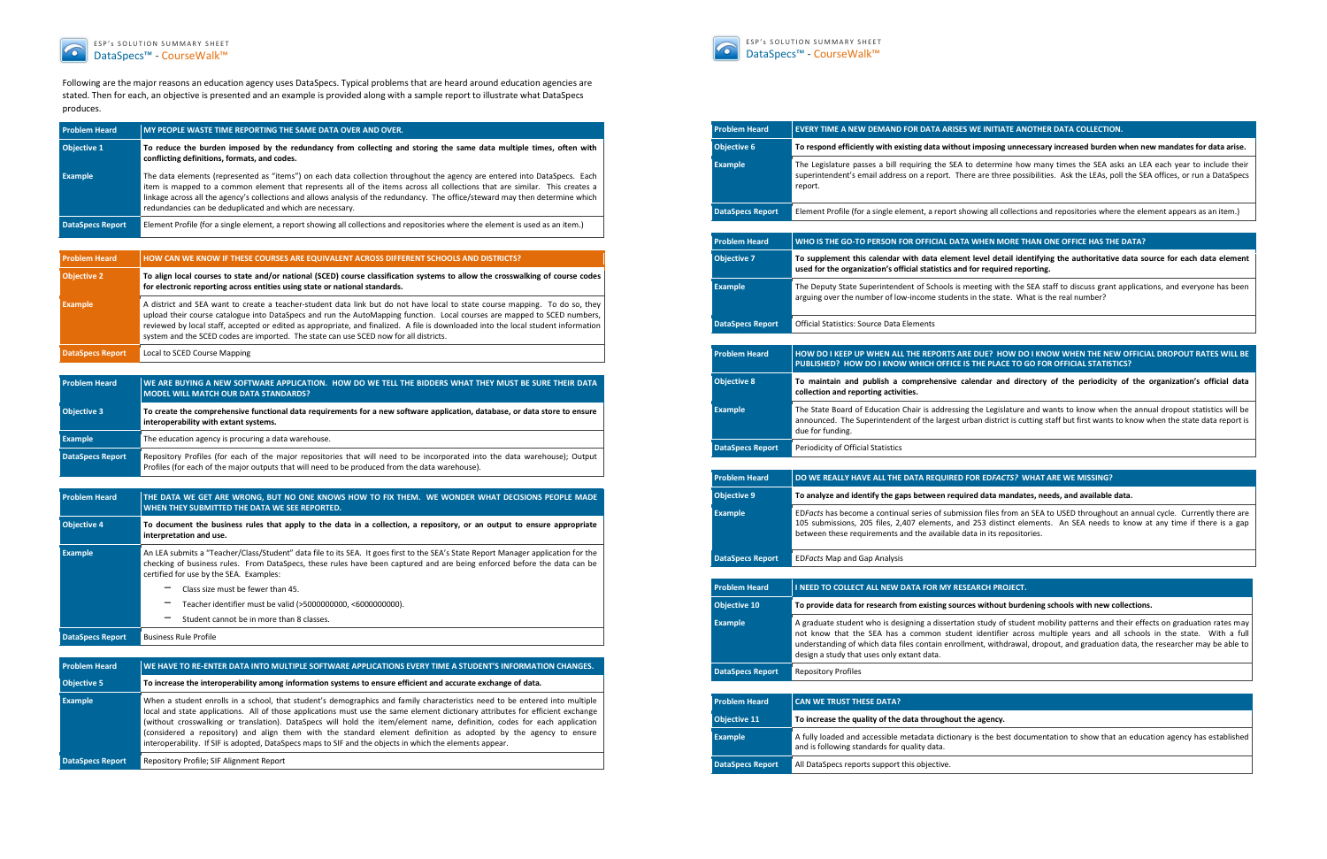ESP's SOLUTION SUMMARY SHEET

# DataSpecs™ - CourseWalk™

Following are the major reasons an education agency uses DataSpecs. Typical problems that are heard around education agencies are stated. Then for each, an objective is presented and an example is provided along with a sample report to illustrate what DataSpecs produces.

| | |
|---|---|
| **Problem Heard** | **MY PEOPLE WASTE TIME REPORTING THE SAME DATA OVER AND OVER.** |
| **Objective 1** | **To reduce the burden imposed by the redundancy from collecting and storing the same data multiple times, often with conflicting definitions, formats, and codes.** |
| **Example** | The data elements (represented as "items") on each data collection throughout the agency are entered into DataSpecs. Each item is mapped to a common element that represents all of the items across all collections that are similar. This creates a linkage across all the agency's collections and allows analysis of the redundancy. The office/steward may then determine which redundancies can be deduplicated and which are necessary. |
| **DataSpecs Report** | Element Profile (for a single element, a report showing all collections and repositories where the element is used as an item.) |

| | |
|---|---|
| **Problem Heard** | **HOW CAN WE KNOW IF THESE COURSES ARE EQUIVALENT ACROSS DIFFERENT SCHOOLS AND DISTRICTS?** |
| **Objective 2** | **To align local courses to state and/or national (SCED) course classification systems to allow the crosswalking of course codes for electronic reporting across entities using state or national standards.** |
| **Example** | A district and SEA want to create a teacher-student data link but do not have local to state course mapping. To do so, they upload their course catalogue into DataSpecs and run the AutoMapping function. Local courses are mapped to SCED numbers, reviewed by local staff, accepted or edited as appropriate, and finalized. A file is downloaded into the local student information system and the SCED codes are imported. The state can use SCED now for all districts. |
| **DataSpecs Report** | Local to SCED Course Mapping |

| | |
|---|---|
| **Problem Heard** | **WE ARE BUYING A NEW SOFTWARE APPLICATION. HOW DO WE TELL THE BIDDERS WHAT THEY MUST BE SURE THEIR DATA MODEL WILL MATCH OUR DATA STANDARDS?** |
| **Objective 3** | **To create the comprehensive functional data requirements for a new software application, database, or data store to ensure interoperability with extant systems.** |
| **Example** | The education agency is procuring a data warehouse. |
| **DataSpecs Report** | Repository Profiles (for each of the major repositories that will need to be incorporated into the data warehouse); Output Profiles (for each of the major outputs that will need to be produced from the data warehouse). |

| | |
|---|---|
| **Problem Heard** | **THE DATA WE GET ARE WRONG, BUT NO ONE KNOWS HOW TO FIX THEM. WE WONDER WHAT DECISIONS PEOPLE MADE WHEN THEY SUBMITTED THE DATA WE SEE REPORTED.** |
| **Objective 4** | **To document the business rules that apply to the data in a collection, a repository, or an output to ensure appropriate interpretation and use.** |
| **Example** | An LEA submits a "Teacher/Class/Student" data file to its SEA. It goes first to the SEA's State Report Manager application for the checking of business rules. From DataSpecs, these rules have been captured and are being enforced before the data can be certified for use by the SEA. Examples: – Class size must be fewer than 45. – Teacher identifier must be valid (>5000000000, <6000000000). – Student cannot be in more than 8 classes. |
| **DataSpecs Report** | Business Rule Profile |

| | |
|---|---|
| **Problem Heard** | **WE HAVE TO RE-ENTER DATA INTO MULTIPLE SOFTWARE APPLICATIONS EVERY TIME A STUDENT'S INFORMATION CHANGES.** |
| **Objective 5** | **To increase the interoperability among information systems to ensure efficient and accurate exchange of data.** |
| **Example** | When a student enrolls in a school, that student's demographics and family characteristics need to be entered into multiple local and state applications. All of those applications must use the same element dictionary attributes for efficient exchange (without crosswalking or translation). DataSpecs will hold the item/element name, definition, codes for each application (considered a repository) and align them with the standard element definition as adopted by the agency to ensure interoperability. If SIF is adopted, DataSpecs maps to SIF and the objects in which the elements appear. |
| **DataSpecs Report** | Repository Profile; SIF Alignment Report |

| | |
|---|---|
| **Problem Heard** | **EVERY TIME A NEW DEMAND FOR DATA ARISES WE INITIATE ANOTHER DATA COLLECTION.** |
| **Objective 6** | **To respond efficiently with existing data without imposing unnecessary increased burden when new mandates for data arise.** |
| **Example** | The Legislature passes a bill requiring the SEA to determine how many times the SEA asks an LEA each year to include their superintendent's email address on a report. There are three possibilities. Ask the LEAs, poll the SEA offices, or run a DataSpecs report. |
| **DataSpecs Report** | Element Profile (for a single element, a report showing all collections and repositories where the element appears as an item.) |

| | |
|---|---|
| **Problem Heard** | **WHO IS THE GO-TO PERSON FOR OFFICIAL DATA WHEN MORE THAN ONE OFFICE HAS THE DATA?** |
| **Objective 7** | **To supplement this calendar with data element level detail identifying the authoritative data source for each data element used for the organization's official statistics and for required reporting.** |
| **Example** | The Deputy State Superintendent of Schools is meeting with the SEA staff to discuss grant applications, and everyone has been arguing over the number of low-income students in the state. What is the real number? |
| **DataSpecs Report** | Official Statistics: Source Data Elements |

| | |
|---|---|
| **Problem Heard** | **HOW DO I KEEP UP WHEN ALL THE REPORTS ARE DUE? HOW DO I KNOW WHEN THE NEW OFFICIAL DROPOUT RATES WILL BE PUBLISHED? HOW DO I KNOW WHICH OFFICE IS THE PLACE TO GO FOR OFFICIAL STATISTICS?** |
| **Objective 8** | **To maintain and publish a comprehensive calendar and directory of the periodicity of the organization's official data collection and reporting activities.** |
| **Example** | The State Board of Education Chair is addressing the Legislature and wants to know when the annual dropout statistics will be announced. The Superintendent of the largest urban district is cutting staff but first wants to know when the state data report is due for funding. |
| **DataSpecs Report** | Periodicity of Official Statistics |

| | |
|---|---|
| **Problem Heard** | **DO WE REALLY HAVE ALL THE DATA REQUIRED FOR ED*FACTS*? WHAT ARE WE MISSING?** |
| **Objective 9** | **To analyze and identify the gaps between required data mandates, needs, and available data.** |
| **Example** | ED*Facts* has become a continual series of submission files from an SEA to USED throughout an annual cycle. Currently there are 105 submissions, 205 files, 2,407 elements, and 253 distinct elements. An SEA needs to know at any time if there is a gap between these requirements and the available data in its repositories. |
| **DataSpecs Report** | ED*Facts* Map and Gap Analysis |

| | |
|---|---|
| **Problem Heard** | **I NEED TO COLLECT ALL NEW DATA FOR MY RESEARCH PROJECT.** |
| **Objective 10** | **To provide data for research from existing sources without burdening schools with new collections.** |
| **Example** | A graduate student who is designing a dissertation study of student mobility patterns and their effects on graduation rates may not know that the SEA has a common student identifier across multiple years and all schools in the state. With a full understanding of which data files contain enrollment, withdrawal, dropout, and graduation data, the researcher may be able to design a study that uses only extant data. |
| **DataSpecs Report** | Repository Profiles |

| | |
|---|---|
| **Problem Heard** | **CAN WE TRUST THESE DATA?** |
| **Objective 11** | **To increase the quality of the data throughout the agency.** |
| **Example** | A fully loaded and accessible metadata dictionary is the best documentation to show that an education agency has established and is following standards for quality data. |
| **DataSpecs Report** | All DataSpecs reports support this objective. |